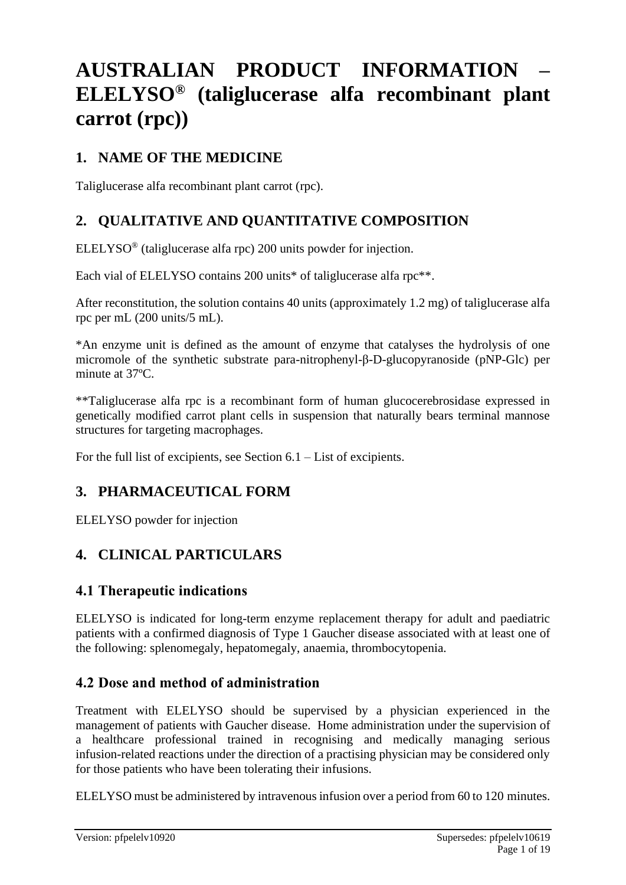# AUSTRALIAN PRODUCT INFORMATION – ELELYSO® (taliglucerase alfa recombinant plant carrot (rpc))

## 1. NAME OF THE MEDICINE

Taliglucerase alfa recombinant plant carrot (rpc).

## 2. QUALITATIVE AND QUANTITATIVE COMPOSITION

ELELYSO® (taliglucerase alfa rpc) 200 units powder for injection.

Each vial of ELELYSO contains 200 units* of taliglucerase alfa rpc**.

After reconstitution, the solution contains 40 units (approximately 1.2 mg) of taliglucerase alfa rpc per mL (200 units/5 mL).

*An enzyme unit is defined as the amount of enzyme that catalyses the hydrolysis of one micromole of the synthetic substrate para-nitrophenyl-β-D-glucopyranoside (pNP-Glc) per minute at 37ºC.

**Taliglucerase alfa rpc is a recombinant form of human glucocerebrosidase expressed in genetically modified carrot plant cells in suspension that naturally bears terminal mannose structures for targeting macrophages.

For the full list of excipients, see Section 6.1 – List of excipients.

## 3. PHARMACEUTICAL FORM

ELELYSO powder for injection

## 4. CLINICAL PARTICULARS

### 4.1 Therapeutic indications

ELELYSO is indicated for long-term enzyme replacement therapy for adult and paediatric patients with a confirmed diagnosis of Type 1 Gaucher disease associated with at least one of the following: splenomegaly, hepatomegaly, anaemia, thrombocytopenia.

### 4.2 Dose and method of administration

Treatment with ELELYSO should be supervised by a physician experienced in the management of patients with Gaucher disease. Home administration under the supervision of a healthcare professional trained in recognising and medically managing serious infusion-related reactions under the direction of a practising physician may be considered only for those patients who have been tolerating their infusions.

ELELYSO must be administered by intravenous infusion over a period from 60 to 120 minutes.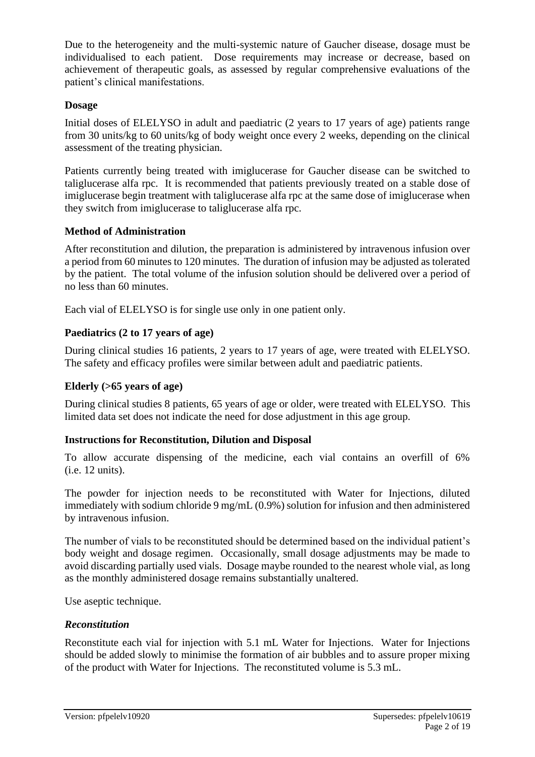Due to the heterogeneity and the multi-systemic nature of Gaucher disease, dosage must be individualised to each patient. Dose requirements may increase or decrease, based on achievement of therapeutic goals, as assessed by regular comprehensive evaluations of the patient's clinical manifestations.

### Dosage

Initial doses of ELELYSO in adult and paediatric (2 years to 17 years of age) patients range from 30 units/kg to 60 units/kg of body weight once every 2 weeks, depending on the clinical assessment of the treating physician.

Patients currently being treated with imiglucerase for Gaucher disease can be switched to taliglucerase alfa rpc. It is recommended that patients previously treated on a stable dose of imiglucerase begin treatment with taliglucerase alfa rpc at the same dose of imiglucerase when they switch from imiglucerase to taliglucerase alfa rpc.

### Method of Administration

After reconstitution and dilution, the preparation is administered by intravenous infusion over a period from 60 minutes to 120 minutes. The duration of infusion may be adjusted as tolerated by the patient. The total volume of the infusion solution should be delivered over a period of no less than 60 minutes.

Each vial of ELELYSO is for single use only in one patient only.

### Paediatrics (2 to 17 years of age)

During clinical studies 16 patients, 2 years to 17 years of age, were treated with ELELYSO. The safety and efficacy profiles were similar between adult and paediatric patients.

### Elderly (>65 years of age)

During clinical studies 8 patients, 65 years of age or older, were treated with ELELYSO. This limited data set does not indicate the need for dose adjustment in this age group.

### Instructions for Reconstitution, Dilution and Disposal

To allow accurate dispensing of the medicine, each vial contains an overfill of 6% (i.e. 12 units).

The powder for injection needs to be reconstituted with Water for Injections, diluted immediately with sodium chloride 9 mg/mL (0.9%) solution for infusion and then administered by intravenous infusion.

The number of vials to be reconstituted should be determined based on the individual patient's body weight and dosage regimen. Occasionally, small dosage adjustments may be made to avoid discarding partially used vials. Dosage maybe rounded to the nearest whole vial, as long as the monthly administered dosage remains substantially unaltered.

Use aseptic technique.

#### *Reconstitution*

Reconstitute each vial for injection with 5.1 mL Water for Injections. Water for Injections should be added slowly to minimise the formation of air bubbles and to assure proper mixing of the product with Water for Injections. The reconstituted volume is 5.3 mL.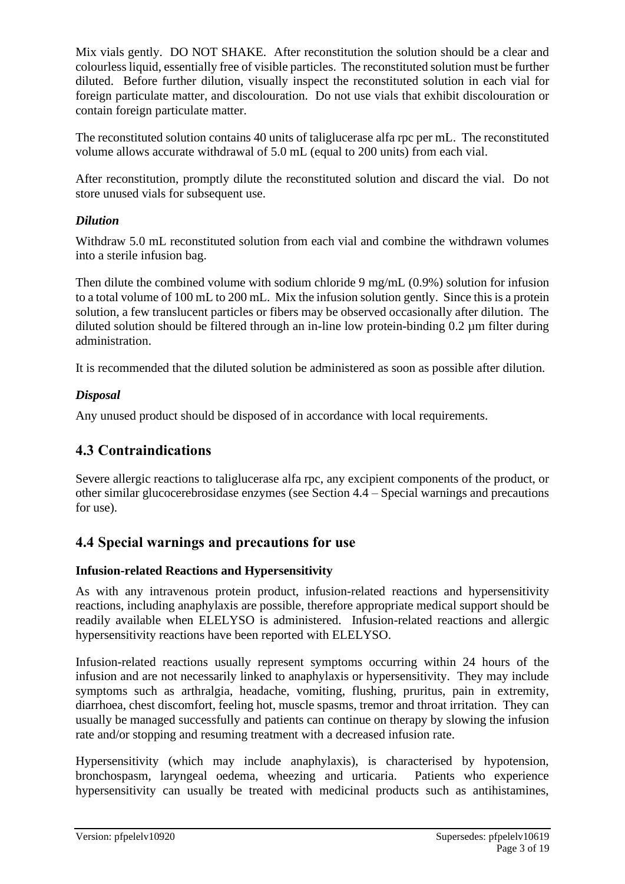Mix vials gently. DO NOT SHAKE. After reconstitution the solution should be a clear and colourless liquid, essentially free of visible particles. The reconstituted solution must be further diluted. Before further dilution, visually inspect the reconstituted solution in each vial for foreign particulate matter, and discolouration. Do not use vials that exhibit discolouration or contain foreign particulate matter.

The reconstituted solution contains 40 units of taliglucerase alfa rpc per mL. The reconstituted volume allows accurate withdrawal of 5.0 mL (equal to 200 units) from each vial.

After reconstitution, promptly dilute the reconstituted solution and discard the vial. Do not store unused vials for subsequent use.

### *Dilution*

Withdraw 5.0 mL reconstituted solution from each vial and combine the withdrawn volumes into a sterile infusion bag.

Then dilute the combined volume with sodium chloride 9 mg/mL (0.9%) solution for infusion to a total volume of 100 mL to 200 mL. Mix the infusion solution gently. Since this is a protein solution, a few translucent particles or fibers may be observed occasionally after dilution. The diluted solution should be filtered through an in-line low protein-binding 0.2 µm filter during administration.

It is recommended that the diluted solution be administered as soon as possible after dilution.

### *Disposal*

Any unused product should be disposed of in accordance with local requirements.

## 4.3 Contraindications

Severe allergic reactions to taliglucerase alfa rpc, any excipient components of the product, or other similar glucocerebrosidase enzymes (see Section 4.4 – Special warnings and precautions for use).

## 4.4 Special warnings and precautions for use

### Infusion-related Reactions and Hypersensitivity

As with any intravenous protein product, infusion-related reactions and hypersensitivity reactions, including anaphylaxis are possible, therefore appropriate medical support should be readily available when ELELYSO is administered. Infusion-related reactions and allergic hypersensitivity reactions have been reported with ELELYSO.

Infusion-related reactions usually represent symptoms occurring within 24 hours of the infusion and are not necessarily linked to anaphylaxis or hypersensitivity. They may include symptoms such as arthralgia, headache, vomiting, flushing, pruritus, pain in extremity, diarrhoea, chest discomfort, feeling hot, muscle spasms, tremor and throat irritation. They can usually be managed successfully and patients can continue on therapy by slowing the infusion rate and/or stopping and resuming treatment with a decreased infusion rate.

Hypersensitivity (which may include anaphylaxis), is characterised by hypotension, bronchospasm, laryngeal oedema, wheezing and urticaria. Patients who experience hypersensitivity can usually be treated with medicinal products such as antihistamines,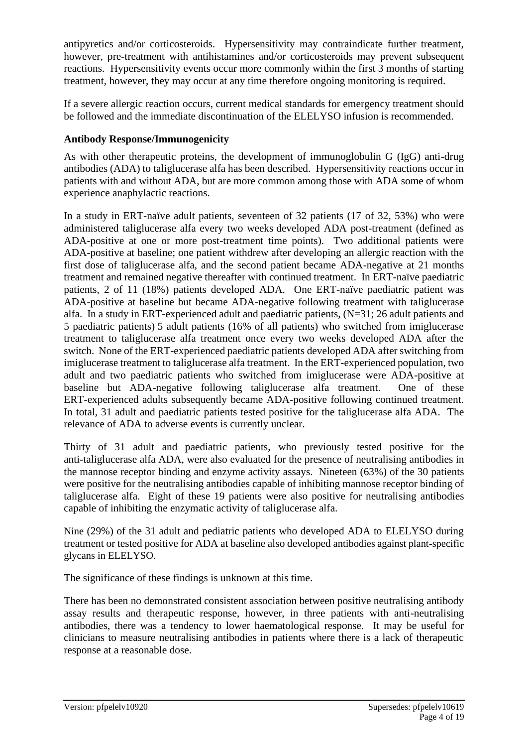antipyretics and/or corticosteroids. Hypersensitivity may contraindicate further treatment, however, pre-treatment with antihistamines and/or corticosteroids may prevent subsequent reactions. Hypersensitivity events occur more commonly within the first 3 months of starting treatment, however, they may occur at any time therefore ongoing monitoring is required.

If a severe allergic reaction occurs, current medical standards for emergency treatment should be followed and the immediate discontinuation of the ELELYSO infusion is recommended.

**Antibody Response/Immunogenicity**

As with other therapeutic proteins, the development of immunoglobulin G (IgG) anti-drug antibodies (ADA) to taliglucerase alfa has been described. Hypersensitivity reactions occur in patients with and without ADA, but are more common among those with ADA some of whom experience anaphylactic reactions.

In a study in ERT-naïve adult patients, seventeen of 32 patients (17 of 32, 53%) who were administered taliglucerase alfa every two weeks developed ADA post-treatment (defined as ADA-positive at one or more post-treatment time points). Two additional patients were ADA-positive at baseline; one patient withdrew after developing an allergic reaction with the first dose of taliglucerase alfa, and the second patient became ADA-negative at 21 months treatment and remained negative thereafter with continued treatment. In ERT-naïve paediatric patients, 2 of 11 (18%) patients developed ADA. One ERT-naïve paediatric patient was ADA-positive at baseline but became ADA-negative following treatment with taliglucerase alfa. In a study in ERT-experienced adult and paediatric patients, (N=31; 26 adult patients and 5 paediatric patients) 5 adult patients (16% of all patients) who switched from imiglucerase treatment to taliglucerase alfa treatment once every two weeks developed ADA after the switch. None of the ERT-experienced paediatric patients developed ADA after switching from imiglucerase treatment to taliglucerase alfa treatment. In the ERT-experienced population, two adult and two paediatric patients who switched from imiglucerase were ADA-positive at baseline but ADA-negative following taliglucerase alfa treatment. One of these ERT-experienced adults subsequently became ADA-positive following continued treatment. In total, 31 adult and paediatric patients tested positive for the taliglucerase alfa ADA. The relevance of ADA to adverse events is currently unclear.

Thirty of 31 adult and paediatric patients, who previously tested positive for the anti-taliglucerase alfa ADA, were also evaluated for the presence of neutralising antibodies in the mannose receptor binding and enzyme activity assays. Nineteen (63%) of the 30 patients were positive for the neutralising antibodies capable of inhibiting mannose receptor binding of taliglucerase alfa. Eight of these 19 patients were also positive for neutralising antibodies capable of inhibiting the enzymatic activity of taliglucerase alfa.

Nine (29%) of the 31 adult and pediatric patients who developed ADA to ELELYSO during treatment or tested positive for ADA at baseline also developed antibodies against plant-specific glycans in ELELYSO.

The significance of these findings is unknown at this time.

There has been no demonstrated consistent association between positive neutralising antibody assay results and therapeutic response, however, in three patients with anti-neutralising antibodies, there was a tendency to lower haematological response. It may be useful for clinicians to measure neutralising antibodies in patients where there is a lack of therapeutic response at a reasonable dose.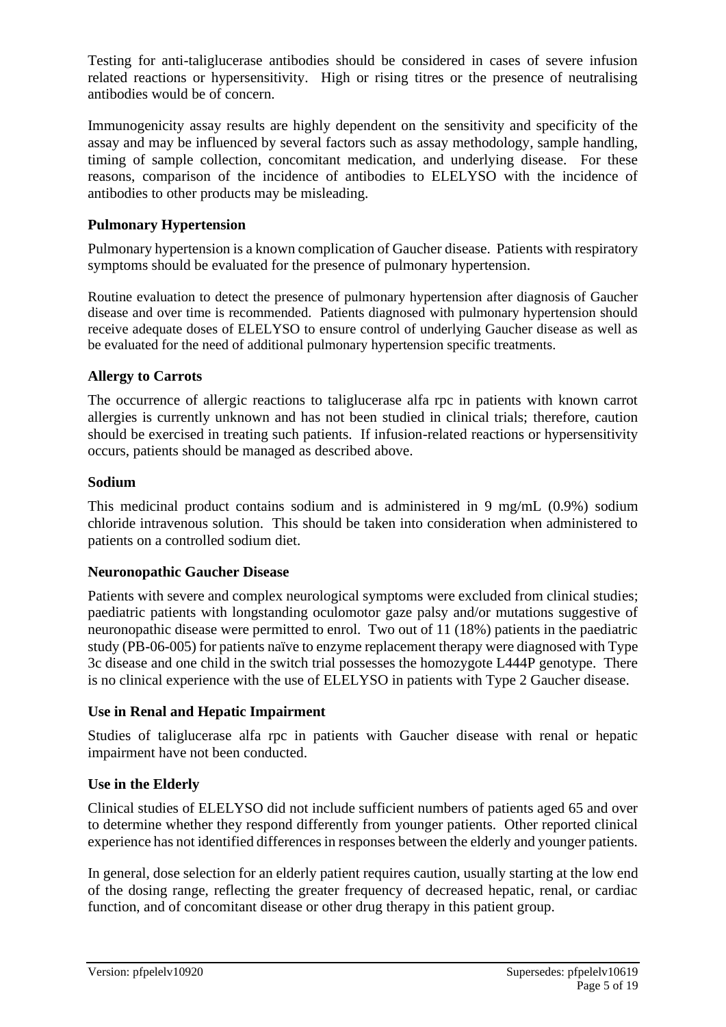Testing for anti-taliglucerase antibodies should be considered in cases of severe infusion related reactions or hypersensitivity. High or rising titres or the presence of neutralising antibodies would be of concern.

Immunogenicity assay results are highly dependent on the sensitivity and specificity of the assay and may be influenced by several factors such as assay methodology, sample handling, timing of sample collection, concomitant medication, and underlying disease. For these reasons, comparison of the incidence of antibodies to ELELYSO with the incidence of antibodies to other products may be misleading.

**Pulmonary Hypertension**

Pulmonary hypertension is a known complication of Gaucher disease. Patients with respiratory symptoms should be evaluated for the presence of pulmonary hypertension.

Routine evaluation to detect the presence of pulmonary hypertension after diagnosis of Gaucher disease and over time is recommended. Patients diagnosed with pulmonary hypertension should receive adequate doses of ELELYSO to ensure control of underlying Gaucher disease as well as be evaluated for the need of additional pulmonary hypertension specific treatments.

**Allergy to Carrots**

The occurrence of allergic reactions to taliglucerase alfa rpc in patients with known carrot allergies is currently unknown and has not been studied in clinical trials; therefore, caution should be exercised in treating such patients. If infusion-related reactions or hypersensitivity occurs, patients should be managed as described above.

**Sodium**

This medicinal product contains sodium and is administered in 9 mg/mL (0.9%) sodium chloride intravenous solution. This should be taken into consideration when administered to patients on a controlled sodium diet.

**Neuronopathic Gaucher Disease**

Patients with severe and complex neurological symptoms were excluded from clinical studies; paediatric patients with longstanding oculomotor gaze palsy and/or mutations suggestive of neuronopathic disease were permitted to enrol. Two out of 11 (18%) patients in the paediatric study (PB-06-005) for patients naïve to enzyme replacement therapy were diagnosed with Type 3c disease and one child in the switch trial possesses the homozygote L444P genotype. There is no clinical experience with the use of ELELYSO in patients with Type 2 Gaucher disease.

**Use in Renal and Hepatic Impairment**

Studies of taliglucerase alfa rpc in patients with Gaucher disease with renal or hepatic impairment have not been conducted.

**Use in the Elderly**

Clinical studies of ELELYSO did not include sufficient numbers of patients aged 65 and over to determine whether they respond differently from younger patients. Other reported clinical experience has not identified differences in responses between the elderly and younger patients.

In general, dose selection for an elderly patient requires caution, usually starting at the low end of the dosing range, reflecting the greater frequency of decreased hepatic, renal, or cardiac function, and of concomitant disease or other drug therapy in this patient group.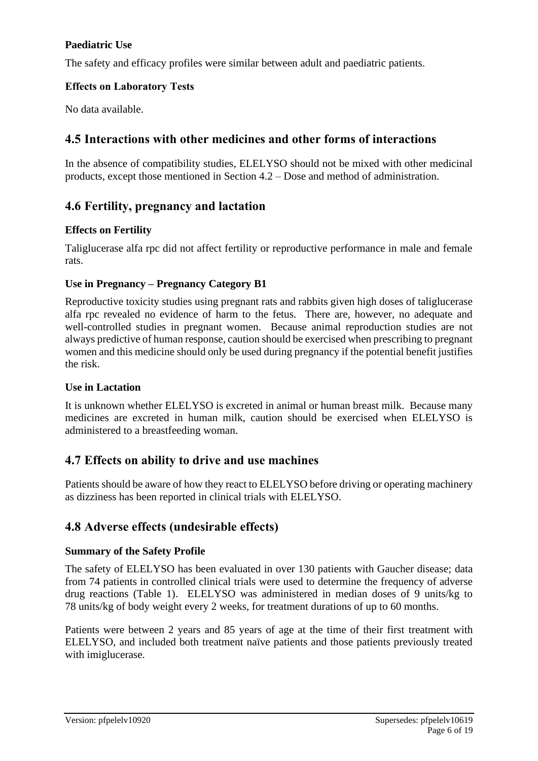### Paediatric Use

The safety and efficacy profiles were similar between adult and paediatric patients.

### Effects on Laboratory Tests

No data available.

## 4.5 Interactions with other medicines and other forms of interactions

In the absence of compatibility studies, ELELYSO should not be mixed with other medicinal products, except those mentioned in Section 4.2 – Dose and method of administration.

## 4.6 Fertility, pregnancy and lactation

### Effects on Fertility

Taliglucerase alfa rpc did not affect fertility or reproductive performance in male and female rats.

### Use in Pregnancy – Pregnancy Category B1

Reproductive toxicity studies using pregnant rats and rabbits given high doses of taliglucerase alfa rpc revealed no evidence of harm to the fetus. There are, however, no adequate and well-controlled studies in pregnant women. Because animal reproduction studies are not always predictive of human response, caution should be exercised when prescribing to pregnant women and this medicine should only be used during pregnancy if the potential benefit justifies the risk.

### Use in Lactation

It is unknown whether ELELYSO is excreted in animal or human breast milk. Because many medicines are excreted in human milk, caution should be exercised when ELELYSO is administered to a breastfeeding woman.

## 4.7 Effects on ability to drive and use machines

Patients should be aware of how they react to ELELYSO before driving or operating machinery as dizziness has been reported in clinical trials with ELELYSO.

## 4.8 Adverse effects (undesirable effects)

### Summary of the Safety Profile

The safety of ELELYSO has been evaluated in over 130 patients with Gaucher disease; data from 74 patients in controlled clinical trials were used to determine the frequency of adverse drug reactions (Table 1). ELELYSO was administered in median doses of 9 units/kg to 78 units/kg of body weight every 2 weeks, for treatment durations of up to 60 months.

Patients were between 2 years and 85 years of age at the time of their first treatment with ELELYSO, and included both treatment naïve patients and those patients previously treated with imiglucerase.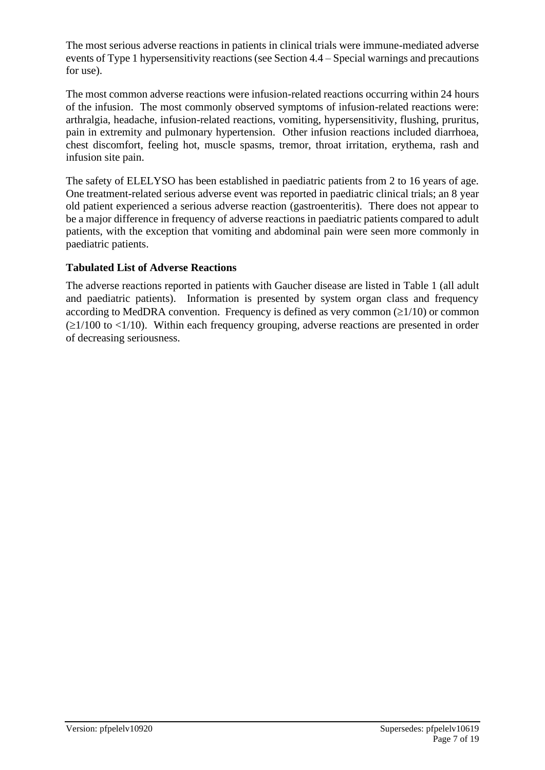The most serious adverse reactions in patients in clinical trials were immune-mediated adverse events of Type 1 hypersensitivity reactions (see Section 4.4 – Special warnings and precautions for use).

The most common adverse reactions were infusion-related reactions occurring within 24 hours of the infusion. The most commonly observed symptoms of infusion-related reactions were: arthralgia, headache, infusion-related reactions, vomiting, hypersensitivity, flushing, pruritus, pain in extremity and pulmonary hypertension. Other infusion reactions included diarrhoea, chest discomfort, feeling hot, muscle spasms, tremor, throat irritation, erythema, rash and infusion site pain.

The safety of ELELYSO has been established in paediatric patients from 2 to 16 years of age. One treatment-related serious adverse event was reported in paediatric clinical trials; an 8 year old patient experienced a serious adverse reaction (gastroenteritis). There does not appear to be a major difference in frequency of adverse reactions in paediatric patients compared to adult patients, with the exception that vomiting and abdominal pain were seen more commonly in paediatric patients.

### Tabulated List of Adverse Reactions

The adverse reactions reported in patients with Gaucher disease are listed in Table 1 (all adult and paediatric patients). Information is presented by system organ class and frequency according to MedDRA convention. Frequency is defined as very common ($\geq$1/10) or common ($\geq$1/100 to <1/10). Within each frequency grouping, adverse reactions are presented in order of decreasing seriousness.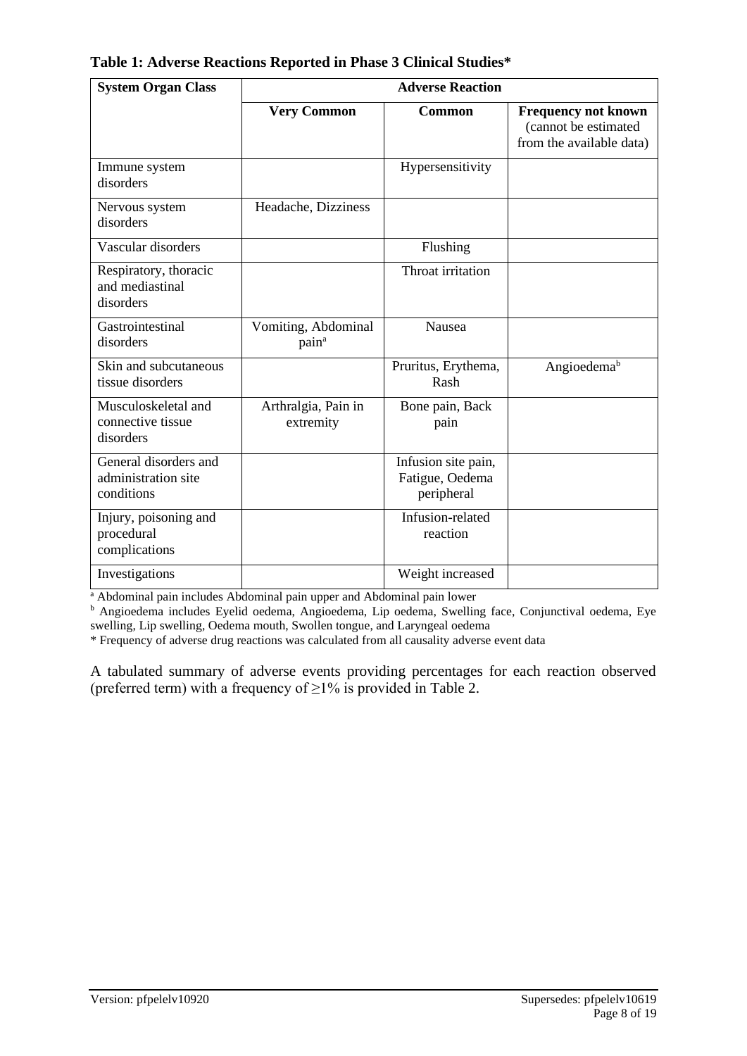**Table 1: Adverse Reactions Reported in Phase 3 Clinical Studies***

| System Organ Class | Adverse Reaction | | |
|---|---|---|---|
| | **Very Common** | **Common** | **Frequency not known** (cannot be estimated from the available data) |
| Immune system disorders | | Hypersensitivity | |
| Nervous system disorders | Headache, Dizziness | | |
| Vascular disorders | | Flushing | |
| Respiratory, thoracic and mediastinal disorders | | Throat irritation | |
| Gastrointestinal disorders | Vomiting, Abdominal pain[a] | Nausea | |
| Skin and subcutaneous tissue disorders | | Pruritus, Erythema, Rash | Angioedema[b] |
| Musculoskeletal and connective tissue disorders | Arthralgia, Pain in extremity | Bone pain, Back pain | |
| General disorders and administration site conditions | | Infusion site pain, Fatigue, Oedema peripheral | |
| Injury, poisoning and procedural complications | | Infusion-related reaction | |
| Investigations | | Weight increased | |

[a] Abdominal pain includes Abdominal pain upper and Abdominal pain lower

[b] Angioedema includes Eyelid oedema, Angioedema, Lip oedema, Swelling face, Conjunctival oedema, Eye swelling, Lip swelling, Oedema mouth, Swollen tongue, and Laryngeal oedema

* Frequency of adverse drug reactions was calculated from all causality adverse event data

A tabulated summary of adverse events providing percentages for each reaction observed (preferred term) with a frequency of ≥1% is provided in Table 2.

Version: pfpelelv10920 Supersedes: pfpelelv10619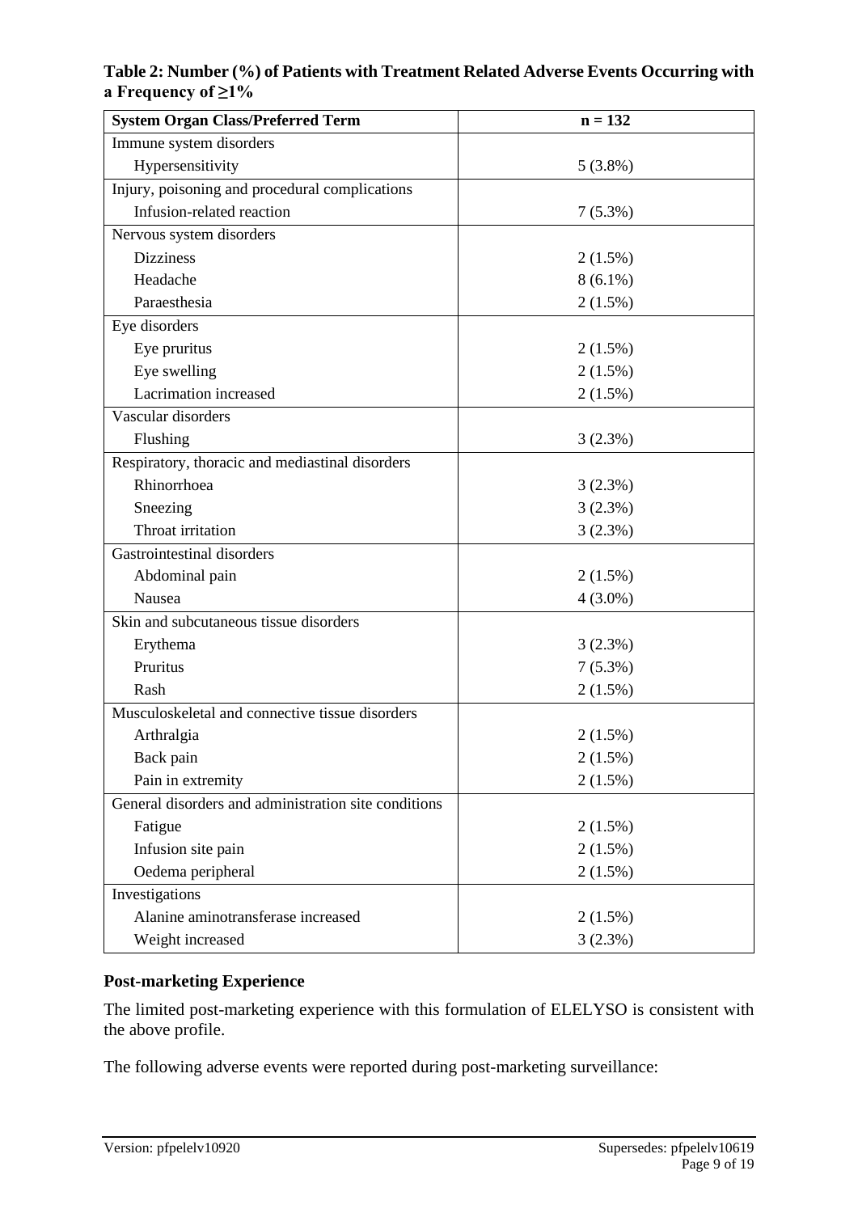**Table 2: Number (%) of Patients with Treatment Related Adverse Events Occurring with a Frequency of ≥1%**

| System Organ Class/Preferred Term | n = 132 |
|---|---|
| Immune system disorders | |
| Hypersensitivity | 5 (3.8%) |
| Injury, poisoning and procedural complications | |
| Infusion-related reaction | 7 (5.3%) |
| Nervous system disorders | |
| Dizziness | 2 (1.5%) |
| Headache | 8 (6.1%) |
| Paraesthesia | 2 (1.5%) |
| Eye disorders | |
| Eye pruritus | 2 (1.5%) |
| Eye swelling | 2 (1.5%) |
| Lacrimation increased | 2 (1.5%) |
| Vascular disorders | |
| Flushing | 3 (2.3%) |
| Respiratory, thoracic and mediastinal disorders | |
| Rhinorrhoea | 3 (2.3%) |
| Sneezing | 3 (2.3%) |
| Throat irritation | 3 (2.3%) |
| Gastrointestinal disorders | |
| Abdominal pain | 2 (1.5%) |
| Nausea | 4 (3.0%) |
| Skin and subcutaneous tissue disorders | |
| Erythema | 3 (2.3%) |
| Pruritus | 7 (5.3%) |
| Rash | 2 (1.5%) |
| Musculoskeletal and connective tissue disorders | |
| Arthralgia | 2 (1.5%) |
| Back pain | 2 (1.5%) |
| Pain in extremity | 2 (1.5%) |
| General disorders and administration site conditions | |
| Fatigue | 2 (1.5%) |
| Infusion site pain | 2 (1.5%) |
| Oedema peripheral | 2 (1.5%) |
| Investigations | |
| Alanine aminotransferase increased | 2 (1.5%) |
| Weight increased | 3 (2.3%) |

**Post-marketing Experience**

The limited post-marketing experience with this formulation of ELELYSO is consistent with the above profile.

The following adverse events were reported during post-marketing surveillance: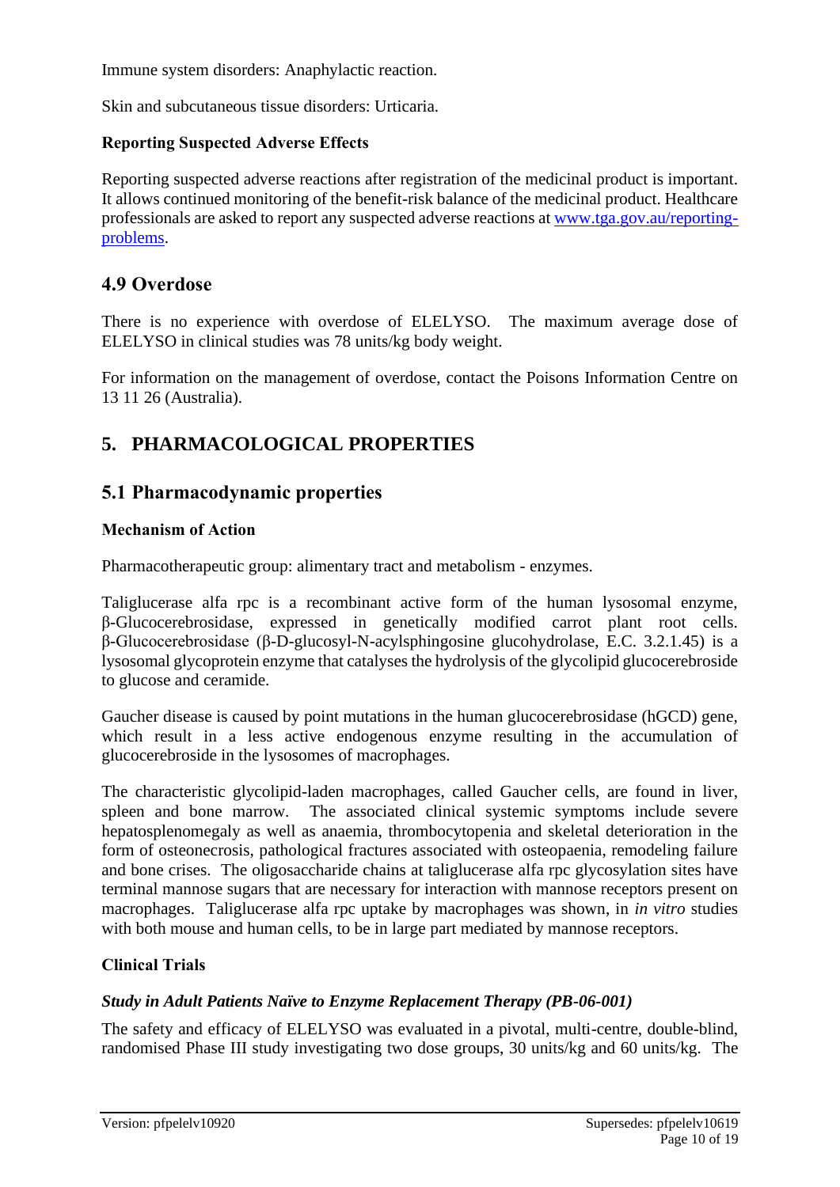Immune system disorders: Anaphylactic reaction.

Skin and subcutaneous tissue disorders: Urticaria.

**Reporting Suspected Adverse Effects**

Reporting suspected adverse reactions after registration of the medicinal product is important. It allows continued monitoring of the benefit-risk balance of the medicinal product. Healthcare professionals are asked to report any suspected adverse reactions at www.tga.gov.au/reporting-problems.

## 4.9 Overdose

There is no experience with overdose of ELELYSO. The maximum average dose of ELELYSO in clinical studies was 78 units/kg body weight.

For information on the management of overdose, contact the Poisons Information Centre on 13 11 26 (Australia).

# 5. PHARMACOLOGICAL PROPERTIES

## 5.1 Pharmacodynamic properties

**Mechanism of Action**

Pharmacotherapeutic group: alimentary tract and metabolism - enzymes.

Taliglucerase alfa rpc is a recombinant active form of the human lysosomal enzyme, β-Glucocerebrosidase, expressed in genetically modified carrot plant root cells. β-Glucocerebrosidase (β-D-glucosyl-N-acylsphingosine glucohydrolase, E.C. 3.2.1.45) is a lysosomal glycoprotein enzyme that catalyses the hydrolysis of the glycolipid glucocerebroside to glucose and ceramide.

Gaucher disease is caused by point mutations in the human glucocerebrosidase (hGCD) gene, which result in a less active endogenous enzyme resulting in the accumulation of glucocerebroside in the lysosomes of macrophages.

The characteristic glycolipid-laden macrophages, called Gaucher cells, are found in liver, spleen and bone marrow. The associated clinical systemic symptoms include severe hepatosplenomegaly as well as anaemia, thrombocytopenia and skeletal deterioration in the form of osteonecrosis, pathological fractures associated with osteopaenia, remodeling failure and bone crises. The oligosaccharide chains at taliglucerase alfa rpc glycosylation sites have terminal mannose sugars that are necessary for interaction with mannose receptors present on macrophages. Taliglucerase alfa rpc uptake by macrophages was shown, in *in vitro* studies with both mouse and human cells, to be in large part mediated by mannose receptors.

**Clinical Trials**

***Study in Adult Patients Naïve to Enzyme Replacement Therapy (PB-06-001)***

The safety and efficacy of ELELYSO was evaluated in a pivotal, multi-centre, double-blind, randomised Phase III study investigating two dose groups, 30 units/kg and 60 units/kg. The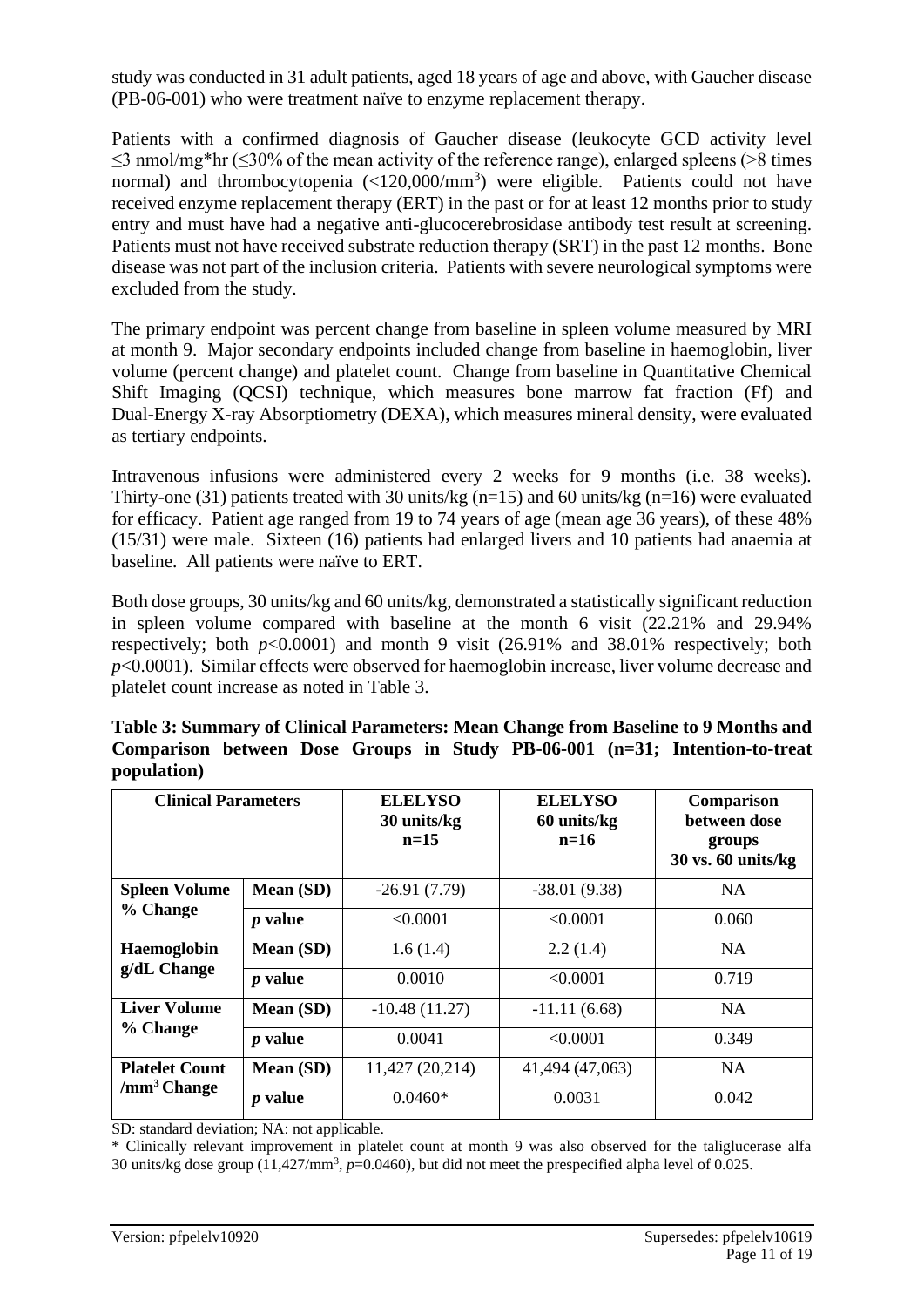study was conducted in 31 adult patients, aged 18 years of age and above, with Gaucher disease (PB-06-001) who were treatment naïve to enzyme replacement therapy.

Patients with a confirmed diagnosis of Gaucher disease (leukocyte GCD activity level ≤3 nmol/mg*hr (≤30% of the mean activity of the reference range), enlarged spleens (>8 times normal) and thrombocytopenia (<120,000/mm$^3$) were eligible. Patients could not have received enzyme replacement therapy (ERT) in the past or for at least 12 months prior to study entry and must have had a negative anti-glucocerebrosidase antibody test result at screening. Patients must not have received substrate reduction therapy (SRT) in the past 12 months. Bone disease was not part of the inclusion criteria. Patients with severe neurological symptoms were excluded from the study.

The primary endpoint was percent change from baseline in spleen volume measured by MRI at month 9. Major secondary endpoints included change from baseline in haemoglobin, liver volume (percent change) and platelet count. Change from baseline in Quantitative Chemical Shift Imaging (QCSI) technique, which measures bone marrow fat fraction (Ff) and Dual-Energy X-ray Absorptiometry (DEXA), which measures mineral density, were evaluated as tertiary endpoints.

Intravenous infusions were administered every 2 weeks for 9 months (i.e. 38 weeks). Thirty-one (31) patients treated with 30 units/kg (n=15) and 60 units/kg (n=16) were evaluated for efficacy. Patient age ranged from 19 to 74 years of age (mean age 36 years), of these 48% (15/31) were male. Sixteen (16) patients had enlarged livers and 10 patients had anaemia at baseline. All patients were naïve to ERT.

Both dose groups, 30 units/kg and 60 units/kg, demonstrated a statistically significant reduction in spleen volume compared with baseline at the month 6 visit (22.21% and 29.94% respectively; both $p<0.0001$) and month 9 visit (26.91% and 38.01% respectively; both $p<0.0001$). Similar effects were observed for haemoglobin increase, liver volume decrease and platelet count increase as noted in Table 3.

**Table 3: Summary of Clinical Parameters: Mean Change from Baseline to 9 Months and Comparison between Dose Groups in Study PB-06-001 (n=31; Intention-to-treat population)**

| Clinical Parameters | | ELELYSO 30 units/kg n=15 | ELELYSO 60 units/kg n=16 | Comparison between dose groups 30 vs. 60 units/kg |
|---|---|---|---|---|
| **Spleen Volume % Change** | **Mean (SD)** | -26.91 (7.79) | -38.01 (9.38) | NA |
| | ***p* value** | <0.0001 | <0.0001 | 0.060 |
| **Haemoglobin g/dL Change** | **Mean (SD)** | 1.6 (1.4) | 2.2 (1.4) | NA |
| | ***p* value** | 0.0010 | <0.0001 | 0.719 |
| **Liver Volume % Change** | **Mean (SD)** | -10.48 (11.27) | -11.11 (6.68) | NA |
| | ***p* value** | 0.0041 | <0.0001 | 0.349 |
| **Platelet Count /mm$^3$ Change** | **Mean (SD)** | 11,427 (20,214) | 41,494 (47,063) | NA |
| | ***p* value** | 0.0460* | 0.0031 | 0.042 |

SD: standard deviation; NA: not applicable.

\* Clinically relevant improvement in platelet count at month 9 was also observed for the taliglucerase alfa 30 units/kg dose group (11,427/mm$^3$, $p=0.0460$), but did not meet the prespecified alpha level of 0.025.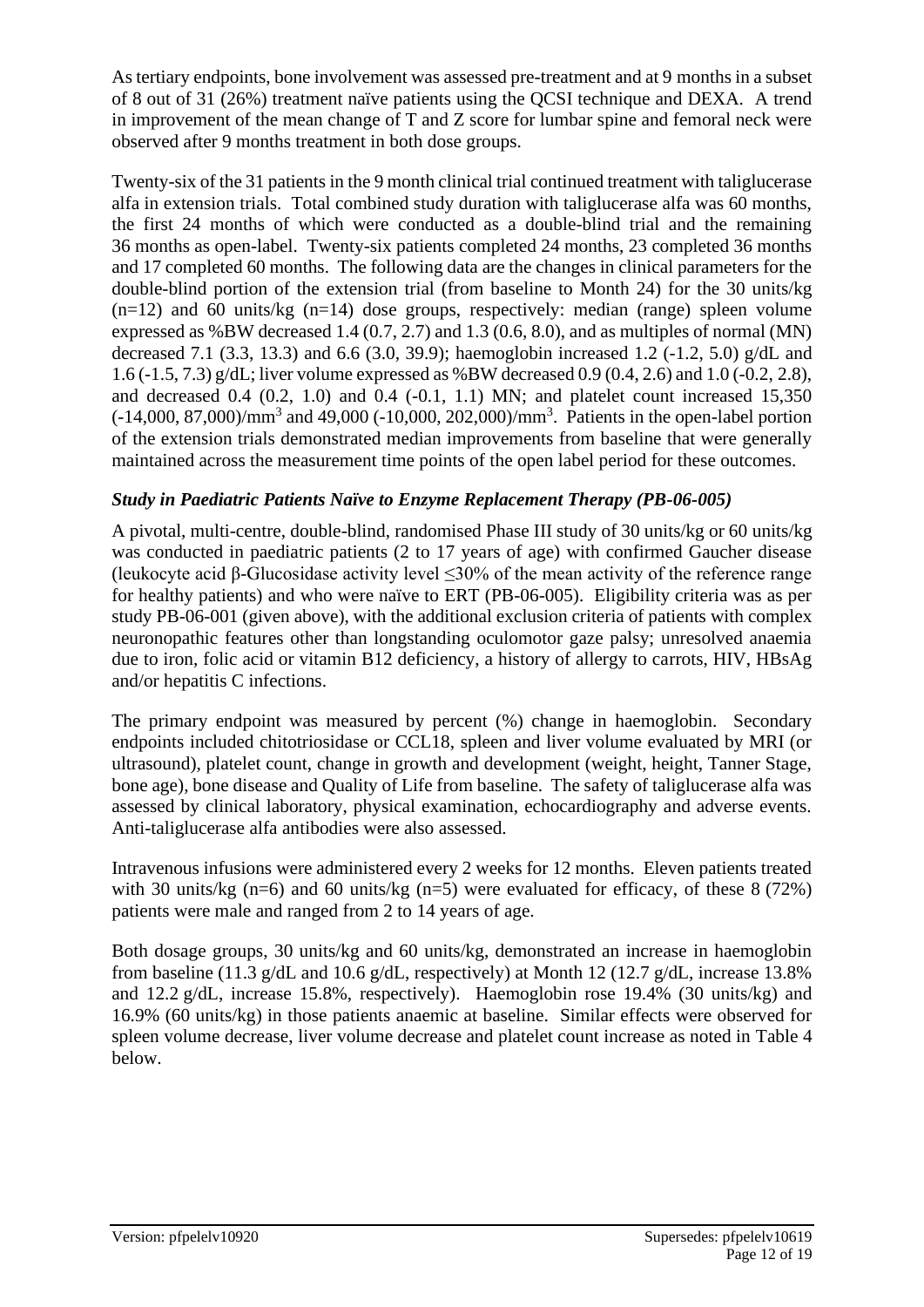As tertiary endpoints, bone involvement was assessed pre-treatment and at 9 months in a subset of 8 out of 31 (26%) treatment naïve patients using the QCSI technique and DEXA. A trend in improvement of the mean change of T and Z score for lumbar spine and femoral neck were observed after 9 months treatment in both dose groups.

Twenty-six of the 31 patients in the 9 month clinical trial continued treatment with taliglucerase alfa in extension trials. Total combined study duration with taliglucerase alfa was 60 months, the first 24 months of which were conducted as a double-blind trial and the remaining 36 months as open-label. Twenty-six patients completed 24 months, 23 completed 36 months and 17 completed 60 months. The following data are the changes in clinical parameters for the double-blind portion of the extension trial (from baseline to Month 24) for the 30 units/kg (n=12) and 60 units/kg (n=14) dose groups, respectively: median (range) spleen volume expressed as %BW decreased 1.4 (0.7, 2.7) and 1.3 (0.6, 8.0), and as multiples of normal (MN) decreased 7.1 (3.3, 13.3) and 6.6 (3.0, 39.9); haemoglobin increased 1.2 (-1.2, 5.0) g/dL and 1.6 (-1.5, 7.3) g/dL; liver volume expressed as %BW decreased 0.9 (0.4, 2.6) and 1.0 (-0.2, 2.8), and decreased 0.4 (0.2, 1.0) and 0.4 (-0.1, 1.1) MN; and platelet count increased 15,350 (-14,000, 87,000)/mm$^3$ and 49,000 (-10,000, 202,000)/mm$^3$. Patients in the open-label portion of the extension trials demonstrated median improvements from baseline that were generally maintained across the measurement time points of the open label period for these outcomes.

### *Study in Paediatric Patients Naïve to Enzyme Replacement Therapy (PB-06-005)*

A pivotal, multi-centre, double-blind, randomised Phase III study of 30 units/kg or 60 units/kg was conducted in paediatric patients (2 to 17 years of age) with confirmed Gaucher disease (leukocyte acid β-Glucosidase activity level ≤30% of the mean activity of the reference range for healthy patients) and who were naïve to ERT (PB-06-005). Eligibility criteria was as per study PB-06-001 (given above), with the additional exclusion criteria of patients with complex neuronopathic features other than longstanding oculomotor gaze palsy; unresolved anaemia due to iron, folic acid or vitamin B12 deficiency, a history of allergy to carrots, HIV, HBsAg and/or hepatitis C infections.

The primary endpoint was measured by percent (%) change in haemoglobin. Secondary endpoints included chitotriosidase or CCL18, spleen and liver volume evaluated by MRI (or ultrasound), platelet count, change in growth and development (weight, height, Tanner Stage, bone age), bone disease and Quality of Life from baseline. The safety of taliglucerase alfa was assessed by clinical laboratory, physical examination, echocardiography and adverse events. Anti-taliglucerase alfa antibodies were also assessed.

Intravenous infusions were administered every 2 weeks for 12 months. Eleven patients treated with 30 units/kg (n=6) and 60 units/kg (n=5) were evaluated for efficacy, of these 8 (72%) patients were male and ranged from 2 to 14 years of age.

Both dosage groups, 30 units/kg and 60 units/kg, demonstrated an increase in haemoglobin from baseline (11.3 g/dL and 10.6 g/dL, respectively) at Month 12 (12.7 g/dL, increase 13.8% and 12.2 g/dL, increase 15.8%, respectively). Haemoglobin rose 19.4% (30 units/kg) and 16.9% (60 units/kg) in those patients anaemic at baseline. Similar effects were observed for spleen volume decrease, liver volume decrease and platelet count increase as noted in Table 4 below.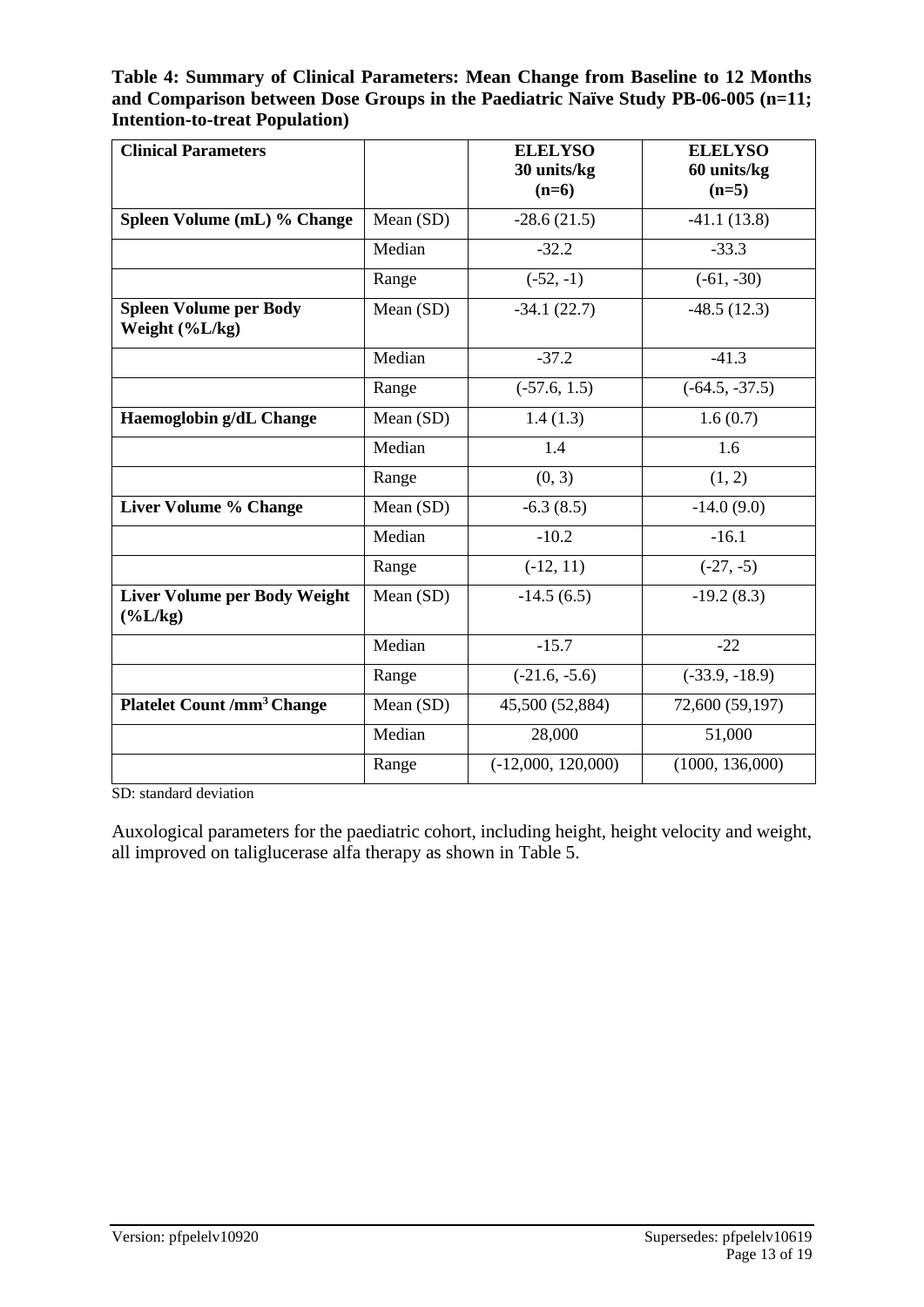**Table 4: Summary of Clinical Parameters: Mean Change from Baseline to 12 Months and Comparison between Dose Groups in the Paediatric Naïve Study PB-06-005 (n=11; Intention-to-treat Population)**

| Clinical Parameters | | ELELYSO 30 units/kg (n=6) | ELELYSO 60 units/kg (n=5) |
|---|---|---|---|
| **Spleen Volume (mL) % Change** | Mean (SD) | -28.6 (21.5) | -41.1 (13.8) |
| | Median | -32.2 | -33.3 |
| | Range | (-52, -1) | (-61, -30) |
| **Spleen Volume per Body Weight (%L/kg)** | Mean (SD) | -34.1 (22.7) | -48.5 (12.3) |
| | Median | -37.2 | -41.3 |
| | Range | (-57.6, 1.5) | (-64.5, -37.5) |
| **Haemoglobin g/dL Change** | Mean (SD) | 1.4 (1.3) | 1.6 (0.7) |
| | Median | 1.4 | 1.6 |
| | Range | (0, 3) | (1, 2) |
| **Liver Volume % Change** | Mean (SD) | -6.3 (8.5) | -14.0 (9.0) |
| | Median | -10.2 | -16.1 |
| | Range | (-12, 11) | (-27, -5) |
| **Liver Volume per Body Weight (%L/kg)** | Mean (SD) | -14.5 (6.5) | -19.2 (8.3) |
| | Median | -15.7 | -22 |
| | Range | (-21.6, -5.6) | (-33.9, -18.9) |
| **Platelet Count /mm$^3$ Change** | Mean (SD) | 45,500 (52,884) | 72,600 (59,197) |
| | Median | 28,000 | 51,000 |
| | Range | (-12,000, 120,000) | (1000, 136,000) |

SD: standard deviation

Auxological parameters for the paediatric cohort, including height, height velocity and weight, all improved on taliglucerase alfa therapy as shown in Table 5.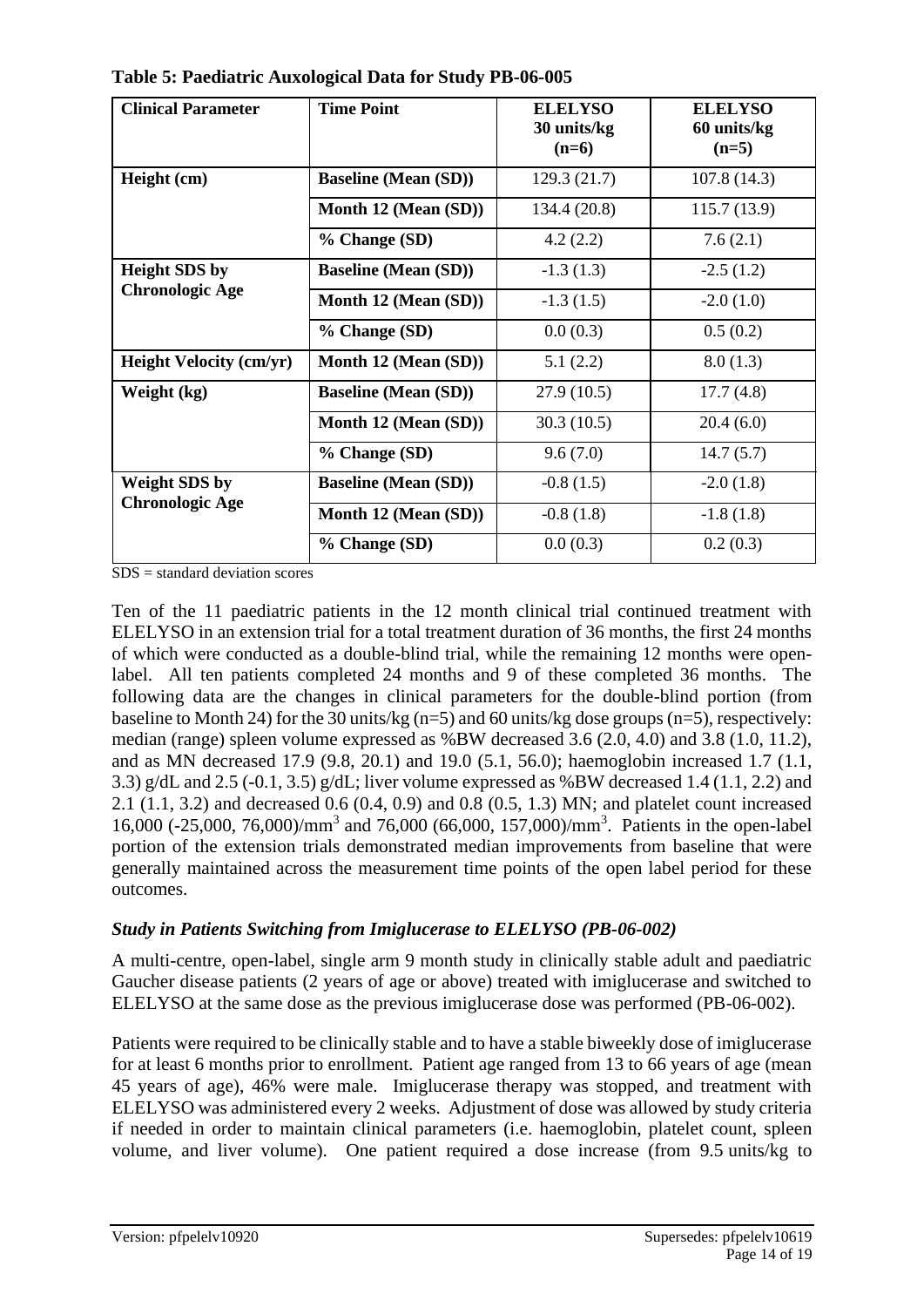**Table 5: Paediatric Auxological Data for Study PB-06-005**

| Clinical Parameter | Time Point | ELELYSO 30 units/kg (n=6) | ELELYSO 60 units/kg (n=5) |
|---|---|---|---|
| **Height (cm)** | **Baseline (Mean (SD))** | 129.3 (21.7) | 107.8 (14.3) |
| | **Month 12 (Mean (SD))** | 134.4 (20.8) | 115.7 (13.9) |
| | **% Change (SD)** | 4.2 (2.2) | 7.6 (2.1) |
| **Height SDS by Chronologic Age** | **Baseline (Mean (SD))** | -1.3 (1.3) | -2.5 (1.2) |
| | **Month 12 (Mean (SD))** | -1.3 (1.5) | -2.0 (1.0) |
| | **% Change (SD)** | 0.0 (0.3) | 0.5 (0.2) |
| **Height Velocity (cm/yr)** | **Month 12 (Mean (SD))** | 5.1 (2.2) | 8.0 (1.3) |
| **Weight (kg)** | **Baseline (Mean (SD))** | 27.9 (10.5) | 17.7 (4.8) |
| | **Month 12 (Mean (SD))** | 30.3 (10.5) | 20.4 (6.0) |
| | **% Change (SD)** | 9.6 (7.0) | 14.7 (5.7) |
| **Weight SDS by Chronologic Age** | **Baseline (Mean (SD))** | -0.8 (1.5) | -2.0 (1.8) |
| | **Month 12 (Mean (SD))** | -0.8 (1.8) | -1.8 (1.8) |
| | **% Change (SD)** | 0.0 (0.3) | 0.2 (0.3) |

SDS = standard deviation scores

Ten of the 11 paediatric patients in the 12 month clinical trial continued treatment with ELELYSO in an extension trial for a total treatment duration of 36 months, the first 24 months of which were conducted as a double-blind trial, while the remaining 12 months were open-label. All ten patients completed 24 months and 9 of these completed 36 months. The following data are the changes in clinical parameters for the double-blind portion (from baseline to Month 24) for the 30 units/kg (n=5) and 60 units/kg dose groups (n=5), respectively: median (range) spleen volume expressed as %BW decreased 3.6 (2.0, 4.0) and 3.8 (1.0, 11.2), and as MN decreased 17.9 (9.8, 20.1) and 19.0 (5.1, 56.0); haemoglobin increased 1.7 (1.1, 3.3) g/dL and 2.5 (-0.1, 3.5) g/dL; liver volume expressed as %BW decreased 1.4 (1.1, 2.2) and 2.1 (1.1, 3.2) and decreased 0.6 (0.4, 0.9) and 0.8 (0.5, 1.3) MN; and platelet count increased 16,000 (-25,000, 76,000)/mm$^3$ and 76,000 (66,000, 157,000)/mm$^3$. Patients in the open-label portion of the extension trials demonstrated median improvements from baseline that were generally maintained across the measurement time points of the open label period for these outcomes.

### *Study in Patients Switching from Imiglucerase to ELELYSO (PB-06-002)*

A multi-centre, open-label, single arm 9 month study in clinically stable adult and paediatric Gaucher disease patients (2 years of age or above) treated with imiglucerase and switched to ELELYSO at the same dose as the previous imiglucerase dose was performed (PB-06-002).

Patients were required to be clinically stable and to have a stable biweekly dose of imiglucerase for at least 6 months prior to enrollment. Patient age ranged from 13 to 66 years of age (mean 45 years of age), 46% were male. Imiglucerase therapy was stopped, and treatment with ELELYSO was administered every 2 weeks. Adjustment of dose was allowed by study criteria if needed in order to maintain clinical parameters (i.e. haemoglobin, platelet count, spleen volume, and liver volume). One patient required a dose increase (from 9.5 units/kg to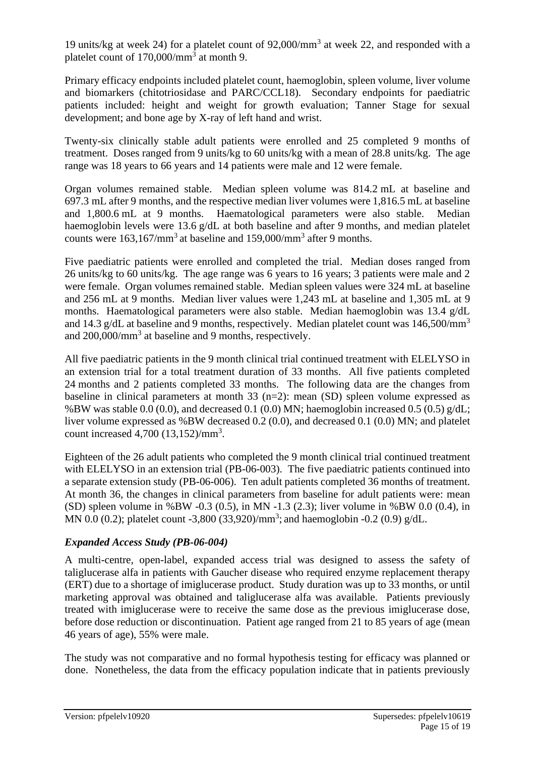19 units/kg at week 24) for a platelet count of 92,000/mm$^3$ at week 22, and responded with a platelet count of 170,000/mm$^3$ at month 9.

Primary efficacy endpoints included platelet count, haemoglobin, spleen volume, liver volume and biomarkers (chitotriosidase and PARC/CCL18). Secondary endpoints for paediatric patients included: height and weight for growth evaluation; Tanner Stage for sexual development; and bone age by X-ray of left hand and wrist.

Twenty-six clinically stable adult patients were enrolled and 25 completed 9 months of treatment. Doses ranged from 9 units/kg to 60 units/kg with a mean of 28.8 units/kg. The age range was 18 years to 66 years and 14 patients were male and 12 were female.

Organ volumes remained stable. Median spleen volume was 814.2 mL at baseline and 697.3 mL after 9 months, and the respective median liver volumes were 1,816.5 mL at baseline and 1,800.6 mL at 9 months. Haematological parameters were also stable. Median haemoglobin levels were 13.6 g/dL at both baseline and after 9 months, and median platelet counts were 163,167/mm$^3$ at baseline and 159,000/mm$^3$ after 9 months.

Five paediatric patients were enrolled and completed the trial. Median doses ranged from 26 units/kg to 60 units/kg. The age range was 6 years to 16 years; 3 patients were male and 2 were female. Organ volumes remained stable. Median spleen values were 324 mL at baseline and 256 mL at 9 months. Median liver values were 1,243 mL at baseline and 1,305 mL at 9 months. Haematological parameters were also stable. Median haemoglobin was 13.4 g/dL and 14.3 g/dL at baseline and 9 months, respectively. Median platelet count was 146,500/mm$^3$ and 200,000/mm$^3$ at baseline and 9 months, respectively.

All five paediatric patients in the 9 month clinical trial continued treatment with ELELYSO in an extension trial for a total treatment duration of 33 months. All five patients completed 24 months and 2 patients completed 33 months. The following data are the changes from baseline in clinical parameters at month 33 (n=2): mean (SD) spleen volume expressed as %BW was stable 0.0 (0.0), and decreased 0.1 (0.0) MN; haemoglobin increased 0.5 (0.5) g/dL; liver volume expressed as %BW decreased 0.2 (0.0), and decreased 0.1 (0.0) MN; and platelet count increased 4,700 (13,152)/mm$^3$.

Eighteen of the 26 adult patients who completed the 9 month clinical trial continued treatment with ELELYSO in an extension trial (PB-06-003). The five paediatric patients continued into a separate extension study (PB-06-006). Ten adult patients completed 36 months of treatment. At month 36, the changes in clinical parameters from baseline for adult patients were: mean (SD) spleen volume in %BW -0.3 (0.5), in MN -1.3 (2.3); liver volume in %BW 0.0 (0.4), in MN 0.0 (0.2); platelet count -3,800 (33,920)/mm$^3$; and haemoglobin -0.2 (0.9) g/dL.

### *Expanded Access Study (PB-06-004)*

A multi-centre, open-label, expanded access trial was designed to assess the safety of taliglucerase alfa in patients with Gaucher disease who required enzyme replacement therapy (ERT) due to a shortage of imiglucerase product. Study duration was up to 33 months, or until marketing approval was obtained and taliglucerase alfa was available. Patients previously treated with imiglucerase were to receive the same dose as the previous imiglucerase dose, before dose reduction or discontinuation. Patient age ranged from 21 to 85 years of age (mean 46 years of age), 55% were male.

The study was not comparative and no formal hypothesis testing for efficacy was planned or done. Nonetheless, the data from the efficacy population indicate that in patients previously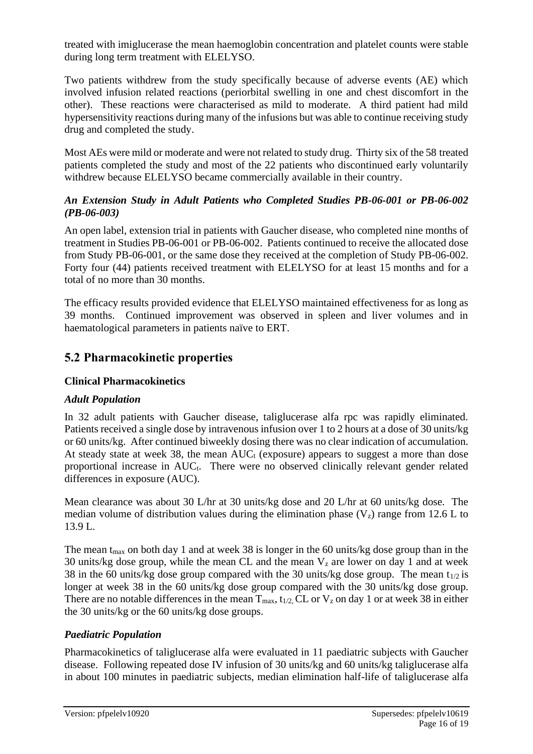treated with imiglucerase the mean haemoglobin concentration and platelet counts were stable during long term treatment with ELELYSO.

Two patients withdrew from the study specifically because of adverse events (AE) which involved infusion related reactions (periorbital swelling in one and chest discomfort in the other). These reactions were characterised as mild to moderate. A third patient had mild hypersensitivity reactions during many of the infusions but was able to continue receiving study drug and completed the study.

Most AEs were mild or moderate and were not related to study drug. Thirty six of the 58 treated patients completed the study and most of the 22 patients who discontinued early voluntarily withdrew because ELELYSO became commercially available in their country.

***An Extension Study in Adult Patients who Completed Studies PB-06-001 or PB-06-002 (PB-06-003)***

An open label, extension trial in patients with Gaucher disease, who completed nine months of treatment in Studies PB-06-001 or PB-06-002. Patients continued to receive the allocated dose from Study PB-06-001, or the same dose they received at the completion of Study PB-06-002. Forty four (44) patients received treatment with ELELYSO for at least 15 months and for a total of no more than 30 months.

The efficacy results provided evidence that ELELYSO maintained effectiveness for as long as 39 months. Continued improvement was observed in spleen and liver volumes and in haematological parameters in patients naïve to ERT.

## 5.2 Pharmacokinetic properties

### Clinical Pharmacokinetics

***Adult Population***

In 32 adult patients with Gaucher disease, taliglucerase alfa rpc was rapidly eliminated. Patients received a single dose by intravenous infusion over 1 to 2 hours at a dose of 30 units/kg or 60 units/kg. After continued biweekly dosing there was no clear indication of accumulation. At steady state at week 38, the mean $AUC_t$ (exposure) appears to suggest a more than dose proportional increase in $AUC_t$. There were no observed clinically relevant gender related differences in exposure (AUC).

Mean clearance was about 30 L/hr at 30 units/kg dose and 20 L/hr at 60 units/kg dose. The median volume of distribution values during the elimination phase ($V_z$) range from 12.6 L to 13.9 L.

The mean $t_{max}$ on both day 1 and at week 38 is longer in the 60 units/kg dose group than in the 30 units/kg dose group, while the mean CL and the mean $V_z$ are lower on day 1 and at week 38 in the 60 units/kg dose group compared with the 30 units/kg dose group. The mean $t_{1/2}$ is longer at week 38 in the 60 units/kg dose group compared with the 30 units/kg dose group. There are no notable differences in the mean $T_{max}$, $t_{1/2}$, CL or $V_z$ on day 1 or at week 38 in either the 30 units/kg or the 60 units/kg dose groups.

***Paediatric Population***

Pharmacokinetics of taliglucerase alfa were evaluated in 11 paediatric subjects with Gaucher disease. Following repeated dose IV infusion of 30 units/kg and 60 units/kg taliglucerase alfa in about 100 minutes in paediatric subjects, median elimination half-life of taliglucerase alfa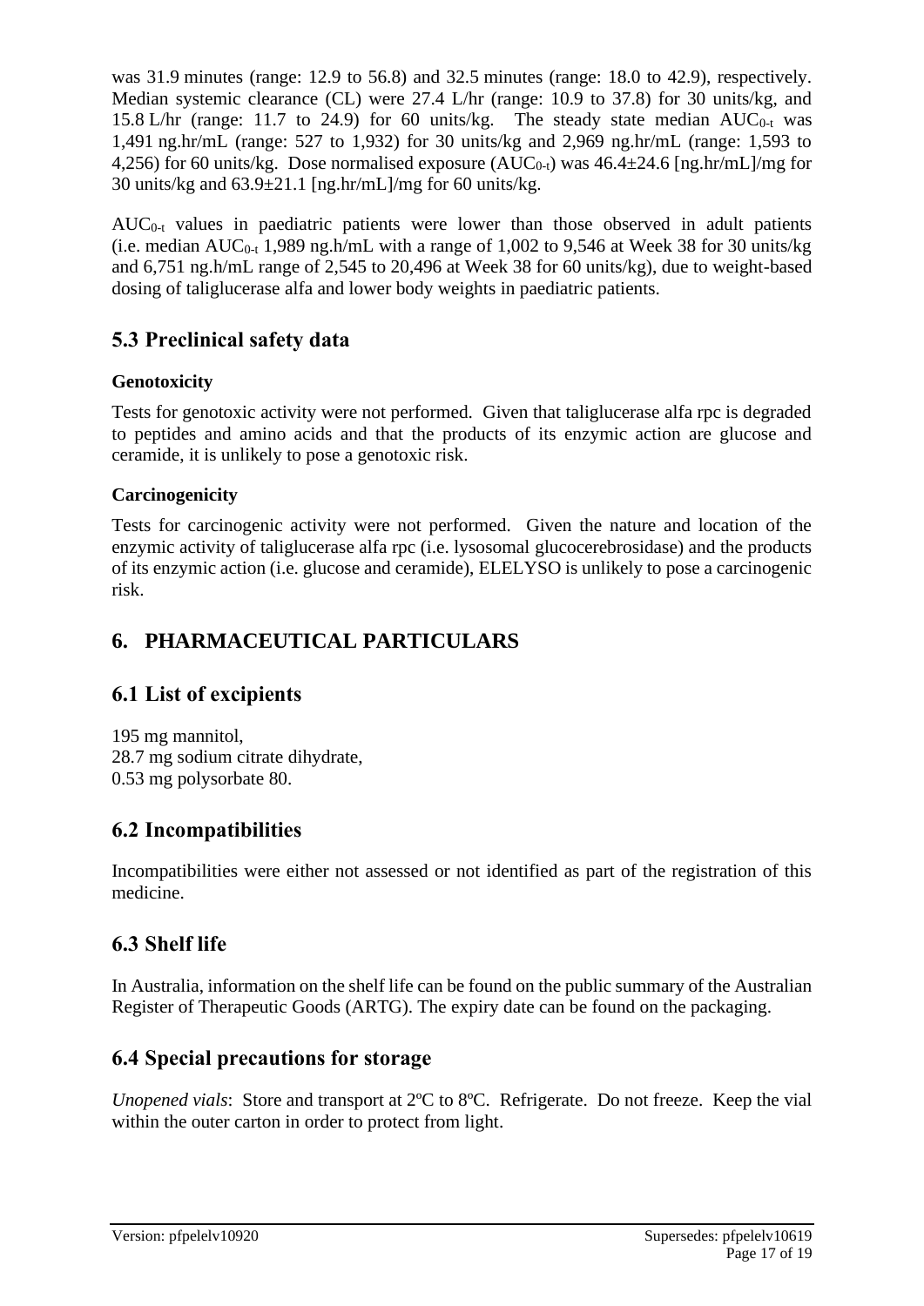was 31.9 minutes (range: 12.9 to 56.8) and 32.5 minutes (range: 18.0 to 42.9), respectively. Median systemic clearance (CL) were 27.4 L/hr (range: 10.9 to 37.8) for 30 units/kg, and 15.8 L/hr (range: 11.7 to 24.9) for 60 units/kg. The steady state median $AUC_{0-t}$ was 1,491 ng.hr/mL (range: 527 to 1,932) for 30 units/kg and 2,969 ng.hr/mL (range: 1,593 to 4,256) for 60 units/kg. Dose normalised exposure ($AUC_{0-t}$) was 46.4±24.6 [ng.hr/mL]/mg for 30 units/kg and 63.9±21.1 [ng.hr/mL]/mg for 60 units/kg.

$AUC_{0-t}$ values in paediatric patients were lower than those observed in adult patients (i.e. median $AUC_{0-t}$ 1,989 ng.h/mL with a range of 1,002 to 9,546 at Week 38 for 30 units/kg and 6,751 ng.h/mL range of 2,545 to 20,496 at Week 38 for 60 units/kg), due to weight-based dosing of taliglucerase alfa and lower body weights in paediatric patients.

## 5.3 Preclinical safety data

**Genotoxicity**

Tests for genotoxic activity were not performed. Given that taliglucerase alfa rpc is degraded to peptides and amino acids and that the products of its enzymic action are glucose and ceramide, it is unlikely to pose a genotoxic risk.

**Carcinogenicity**

Tests for carcinogenic activity were not performed. Given the nature and location of the enzymic activity of taliglucerase alfa rpc (i.e. lysosomal glucocerebrosidase) and the products of its enzymic action (i.e. glucose and ceramide), ELELYSO is unlikely to pose a carcinogenic risk.

# 6. PHARMACEUTICAL PARTICULARS

## 6.1 List of excipients

195 mg mannitol,
28.7 mg sodium citrate dihydrate,
0.53 mg polysorbate 80.

## 6.2 Incompatibilities

Incompatibilities were either not assessed or not identified as part of the registration of this medicine.

## 6.3 Shelf life

In Australia, information on the shelf life can be found on the public summary of the Australian Register of Therapeutic Goods (ARTG). The expiry date can be found on the packaging.

## 6.4 Special precautions for storage

*Unopened vials*: Store and transport at 2ºC to 8ºC. Refrigerate. Do not freeze. Keep the vial within the outer carton in order to protect from light.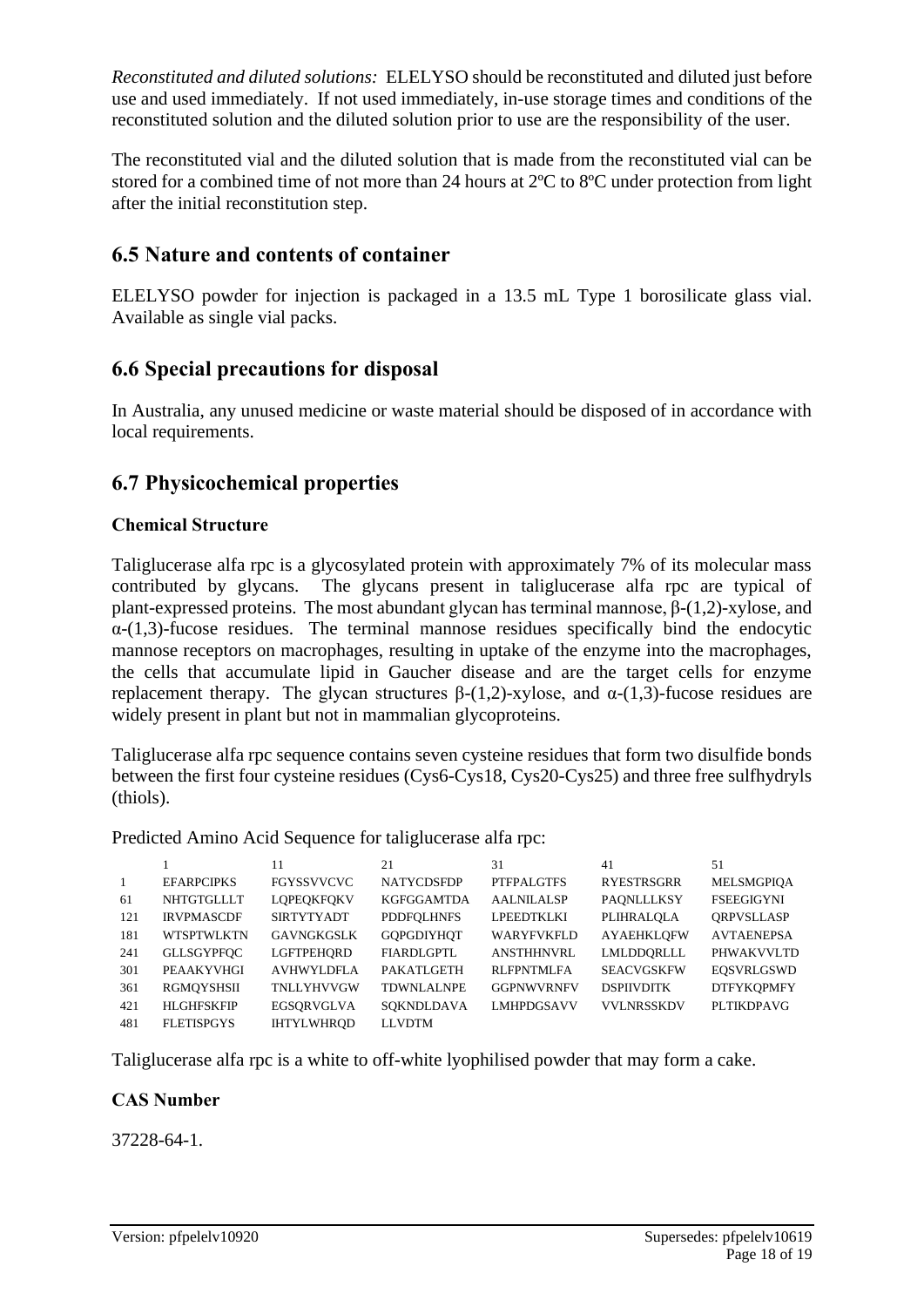*Reconstituted and diluted solutions:* ELELYSO should be reconstituted and diluted just before use and used immediately. If not used immediately, in-use storage times and conditions of the reconstituted solution and the diluted solution prior to use are the responsibility of the user.

The reconstituted vial and the diluted solution that is made from the reconstituted vial can be stored for a combined time of not more than 24 hours at 2ºC to 8ºC under protection from light after the initial reconstitution step.

## 6.5 Nature and contents of container

ELELYSO powder for injection is packaged in a 13.5 mL Type 1 borosilicate glass vial. Available as single vial packs.

## 6.6 Special precautions for disposal

In Australia, any unused medicine or waste material should be disposed of in accordance with local requirements.

## 6.7 Physicochemical properties

### Chemical Structure

Taliglucerase alfa rpc is a glycosylated protein with approximately 7% of its molecular mass contributed by glycans. The glycans present in taliglucerase alfa rpc are typical of plant-expressed proteins. The most abundant glycan has terminal mannose, β-(1,2)-xylose, and α-(1,3)-fucose residues. The terminal mannose residues specifically bind the endocytic mannose receptors on macrophages, resulting in uptake of the enzyme into the macrophages, the cells that accumulate lipid in Gaucher disease and are the target cells for enzyme replacement therapy. The glycan structures β-(1,2)-xylose, and α-(1,3)-fucose residues are widely present in plant but not in mammalian glycoproteins.

Taliglucerase alfa rpc sequence contains seven cysteine residues that form two disulfide bonds between the first four cysteine residues (Cys6-Cys18, Cys20-Cys25) and three free sulfhydryls (thiols).

Predicted Amino Acid Sequence for taliglucerase alfa rpc:

| | 1 | 11 | 21 | 31 | 41 | 51 |
|---|---|---|---|---|---|---|
| 1 | EFARPCIPKS | FGYSSVVCVC | NATYCDSFDP | PTFPALGTFS | RYESTRSGRR | MELSMGPIQA |
| 61 | NHTGTGLLLT | LQPEQKFQKV | KGFGGAMTDA | AALNILALSP | PAQNLLLKSY | FSEEGIGYNI |
| 121 | IRVPMASCDF | SIRTYTYADT | PDDFQLHNFS | LPEEDTKLKI | PLIHRALQLA | QRPVSLLASP |
| 181 | WTSPTWLKTN | GAVNGKGSLK | GQPGDIYHQT | WARYFVKFLD | AYAEHKLQFW | AVTAENEPSA |
| 241 | GLLSGYPFQC | LGFTPEHQRD | FIARDLGPTL | ANSTHHNVRL | LMLDDQRLLL | PHWAKVVLTD |
| 301 | PEAAKYVHGI | AVHWYLDFLA | PAKATLGETH | RLFPNTMLFA | SEACVGSKFW | EQSVRLGSWD |
| 361 | RGMQYSHSII | TNLLYHVVGW | TDWNLALNPE | GGPNWVRNFV | DSPIIVDITK | DTFYKQPMFY |
| 421 | HLGHFSKFIP | EGSQRVGLVA | SQKNDLDAVA | LMHPDGSAVV | VVLNRSSKDV | PLTIKDPAVG |
| 481 | FLETISPGYS | IHTYLWHRQD | LLVDTM | | | |

Taliglucerase alfa rpc is a white to off-white lyophilised powder that may form a cake.

### CAS Number

37228-64-1.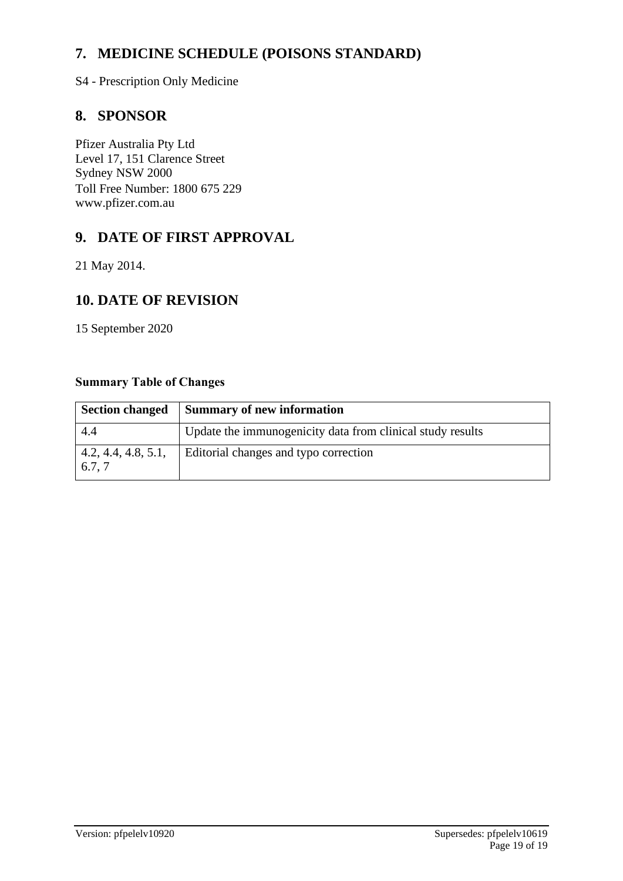## 7. MEDICINE SCHEDULE (POISONS STANDARD)

S4 - Prescription Only Medicine

## 8. SPONSOR

Pfizer Australia Pty Ltd
Level 17, 151 Clarence Street
Sydney NSW 2000
Toll Free Number: 1800 675 229
www.pfizer.com.au

## 9. DATE OF FIRST APPROVAL

21 May 2014.

## 10. DATE OF REVISION

15 September 2020

**Summary Table of Changes**

| Section changed | Summary of new information |
|---|---|
| 4.4 | Update the immunogenicity data from clinical study results |
| 4.2, 4.4, 4.8, 5.1, 6.7, 7 | Editorial changes and typo correction |